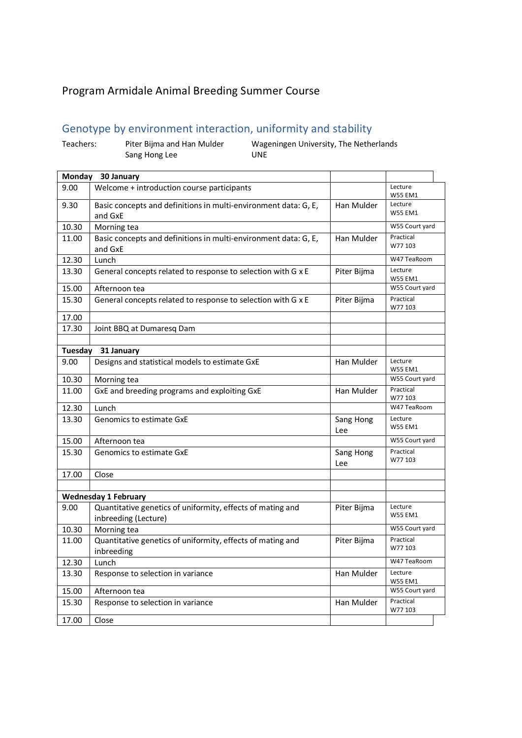# Program Armidale Animal Breeding Summer Course

## Genotype by environment interaction, uniformity and stability

Teachers: Piter Bijma and Han Mulder — Wageningen University, The Netherlands
Sang Hong Lee — UNE

| **Monday** | **30 January** | | |
|---|---|---|---|
| 9.00 | Welcome + introduction course participants | | Lecture W55 EM1 |
| 9.30 | Basic concepts and definitions in multi-environment data: G, E, and GxE | Han Mulder | Lecture W55 EM1 |
| 10.30 | Morning tea | | W55 Court yard |
| 11.00 | Basic concepts and definitions in multi-environment data: G, E, and GxE | Han Mulder | Practical W77 103 |
| 12.30 | Lunch | | W47 TeaRoom |
| 13.30 | General concepts related to response to selection with G x E | Piter Bijma | Lecture W55 EM1 |
| 15.00 | Afternoon tea | | W55 Court yard |
| 15.30 | General concepts related to response to selection with G x E | Piter Bijma | Practical W77 103 |
| 17.00 | | | |
| 17.30 | Joint BBQ at Dumaresq Dam | | |
| | | | |
| **Tuesday** | **31 January** | | |
| 9.00 | Designs and statistical models to estimate GxE | Han Mulder | Lecture W55 EM1 |
| 10.30 | Morning tea | | W55 Court yard |
| 11.00 | GxE and breeding programs and exploiting GxE | Han Mulder | Practical W77 103 |
| 12.30 | Lunch | | W47 TeaRoom |
| 13.30 | Genomics to estimate GxE | Sang Hong Lee | Lecture W55 EM1 |
| 15.00 | Afternoon tea | | W55 Court yard |
| 15.30 | Genomics to estimate GxE | Sang Hong Lee | Practical W77 103 |
| 17.00 | Close | | |
| | | | |
| **Wednesday 1 February** | | | |
| 9.00 | Quantitative genetics of uniformity, effects of mating and inbreeding (Lecture) | Piter Bijma | Lecture W55 EM1 |
| 10.30 | Morning tea | | W55 Court yard |
| 11.00 | Quantitative genetics of uniformity, effects of mating and inbreeding | Piter Bijma | Practical W77 103 |
| 12.30 | Lunch | | W47 TeaRoom |
| 13.30 | Response to selection in variance | Han Mulder | Lecture W55 EM1 |
| 15.00 | Afternoon tea | | W55 Court yard |
| 15.30 | Response to selection in variance | Han Mulder | Practical W77 103 |
| 17.00 | Close | | |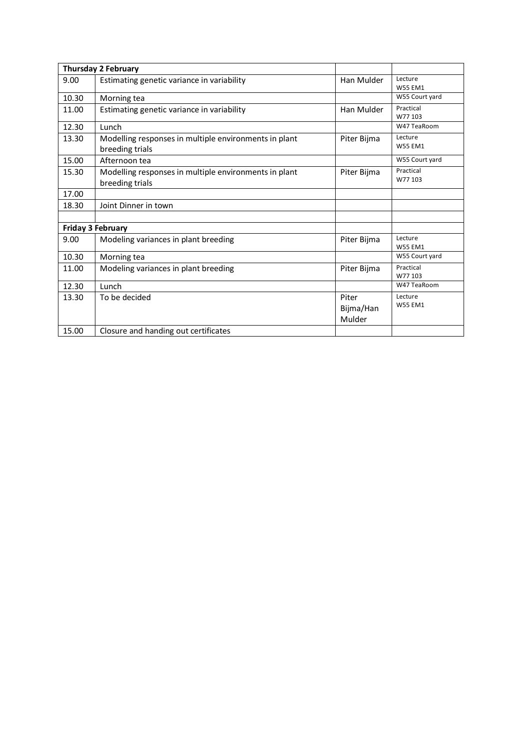| | | | |
|---|---|---|---|
| **Thursday 2 February** | | | |
| 9.00 | Estimating genetic variance in variability | Han Mulder | Lecture W55 EM1 |
| 10.30 | Morning tea | | W55 Court yard |
| 11.00 | Estimating genetic variance in variability | Han Mulder | Practical W77 103 |
| 12.30 | Lunch | | W47 TeaRoom |
| 13.30 | Modelling responses in multiple environments in plant breeding trials | Piter Bijma | Lecture W55 EM1 |
| 15.00 | Afternoon tea | | W55 Court yard |
| 15.30 | Modelling responses in multiple environments in plant breeding trials | Piter Bijma | Practical W77 103 |
| 17.00 | | | |
| 18.30 | Joint Dinner in town | | |
| | | | |
| **Friday 3 February** | | | |
| 9.00 | Modeling variances in plant breeding | Piter Bijma | Lecture W55 EM1 |
| 10.30 | Morning tea | | W55 Court yard |
| 11.00 | Modeling variances in plant breeding | Piter Bijma | Practical W77 103 |
| 12.30 | Lunch | | W47 TeaRoom |
| 13.30 | To be decided | Piter Bijma/Han Mulder | Lecture W55 EM1 |
| 15.00 | Closure and handing out certificates | | |